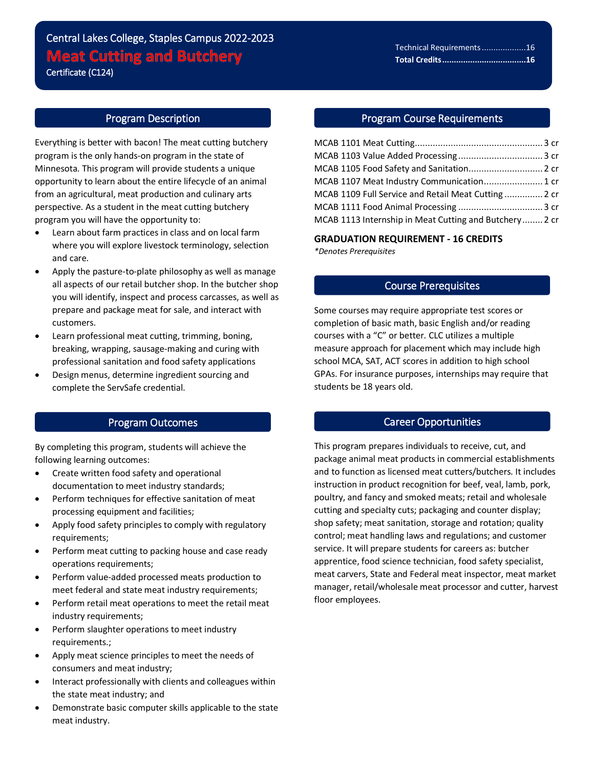Central Lakes College, Staples Campus 2022-2023

# Meat Cutting and Butchery

Certificate (C124)

Technical Requirements ..................16
**Total Credits ..................................16**

## Program Description

Everything is better with bacon! The meat cutting butchery program is the only hands-on program in the state of Minnesota. This program will provide students a unique opportunity to learn about the entire lifecycle of an animal from an agricultural, meat production and culinary arts perspective. As a student in the meat cutting butchery program you will have the opportunity to:

- Learn about farm practices in class and on local farm where you will explore livestock terminology, selection and care.
- Apply the pasture-to-plate philosophy as well as manage all aspects of our retail butcher shop. In the butcher shop you will identify, inspect and process carcasses, as well as prepare and package meat for sale, and interact with customers.
- Learn professional meat cutting, trimming, boning, breaking, wrapping, sausage-making and curing with professional sanitation and food safety applications
- Design menus, determine ingredient sourcing and complete the ServSafe credential.

## Program Outcomes

By completing this program, students will achieve the following learning outcomes:

- Create written food safety and operational documentation to meet industry standards;
- Perform techniques for effective sanitation of meat processing equipment and facilities;
- Apply food safety principles to comply with regulatory requirements;
- Perform meat cutting to packing house and case ready operations requirements;
- Perform value-added processed meats production to meet federal and state meat industry requirements;
- Perform retail meat operations to meet the retail meat industry requirements;
- Perform slaughter operations to meet industry requirements.;
- Apply meat science principles to meet the needs of consumers and meat industry;
- Interact professionally with clients and colleagues within the state meat industry; and
- Demonstrate basic computer skills applicable to the state meat industry.

## Program Course Requirements

MCAB 1101 Meat Cutting ................................................. 3 cr
MCAB 1103 Value Added Processing ................................ 3 cr
MCAB 1105 Food Safety and Sanitation ............................ 2 cr
MCAB 1107 Meat Industry Communication ....................... 1 cr
MCAB 1109 Full Service and Retail Meat Cutting ............... 2 cr
MCAB 1111 Food Animal Processing ................................ 3 cr
MCAB 1113 Internship in Meat Cutting and Butchery ........ 2 cr

**GRADUATION REQUIREMENT - 16 CREDITS**

*\*Denotes Prerequisites*

## Course Prerequisites

Some courses may require appropriate test scores or completion of basic math, basic English and/or reading courses with a "C" or better. CLC utilizes a multiple measure approach for placement which may include high school MCA, SAT, ACT scores in addition to high school GPAs. For insurance purposes, internships may require that students be 18 years old.

## Career Opportunities

This program prepares individuals to receive, cut, and package animal meat products in commercial establishments and to function as licensed meat cutters/butchers. It includes instruction in product recognition for beef, veal, lamb, pork, poultry, and fancy and smoked meats; retail and wholesale cutting and specialty cuts; packaging and counter display; shop safety; meat sanitation, storage and rotation; quality control; meat handling laws and regulations; and customer service. It will prepare students for careers as: butcher apprentice, food science technician, food safety specialist, meat carvers, State and Federal meat inspector, meat market manager, retail/wholesale meat processor and cutter, harvest floor employees.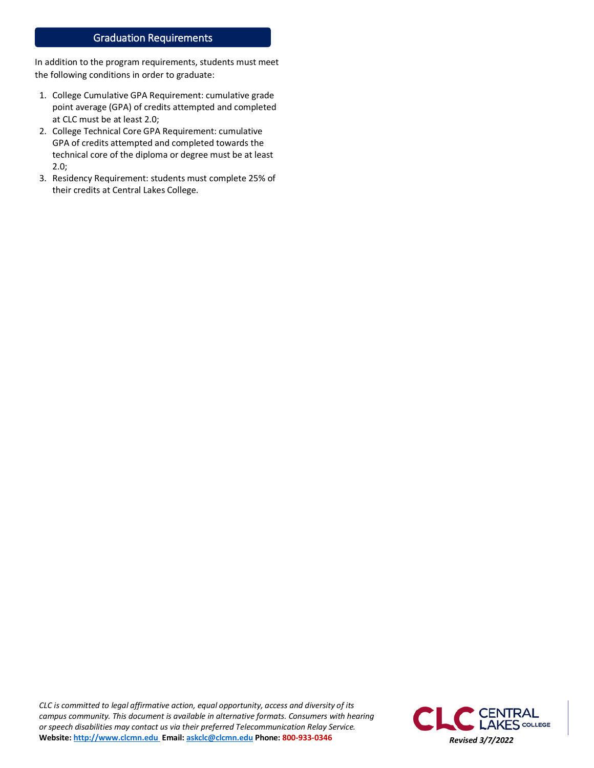## Graduation Requirements

In addition to the program requirements, students must meet the following conditions in order to graduate:

1. College Cumulative GPA Requirement: cumulative grade point average (GPA) of credits attempted and completed at CLC must be at least 2.0;
2. College Technical Core GPA Requirement: cumulative GPA of credits attempted and completed towards the technical core of the diploma or degree must be at least 2.0;
3. Residency Requirement: students must complete 25% of their credits at Central Lakes College.

*CLC is committed to legal affirmative action, equal opportunity, access and diversity of its campus community. This document is available in alternative formats. Consumers with hearing or speech disabilities may contact us via their preferred Telecommunication Relay Service.*
**Website:** http://www.clcmn.edu **Email:** askclc@clcmn.edu **Phone:** 800-933-0346

CLC CENTRAL LAKES COLLEGE

***Revised 3/7/2022***